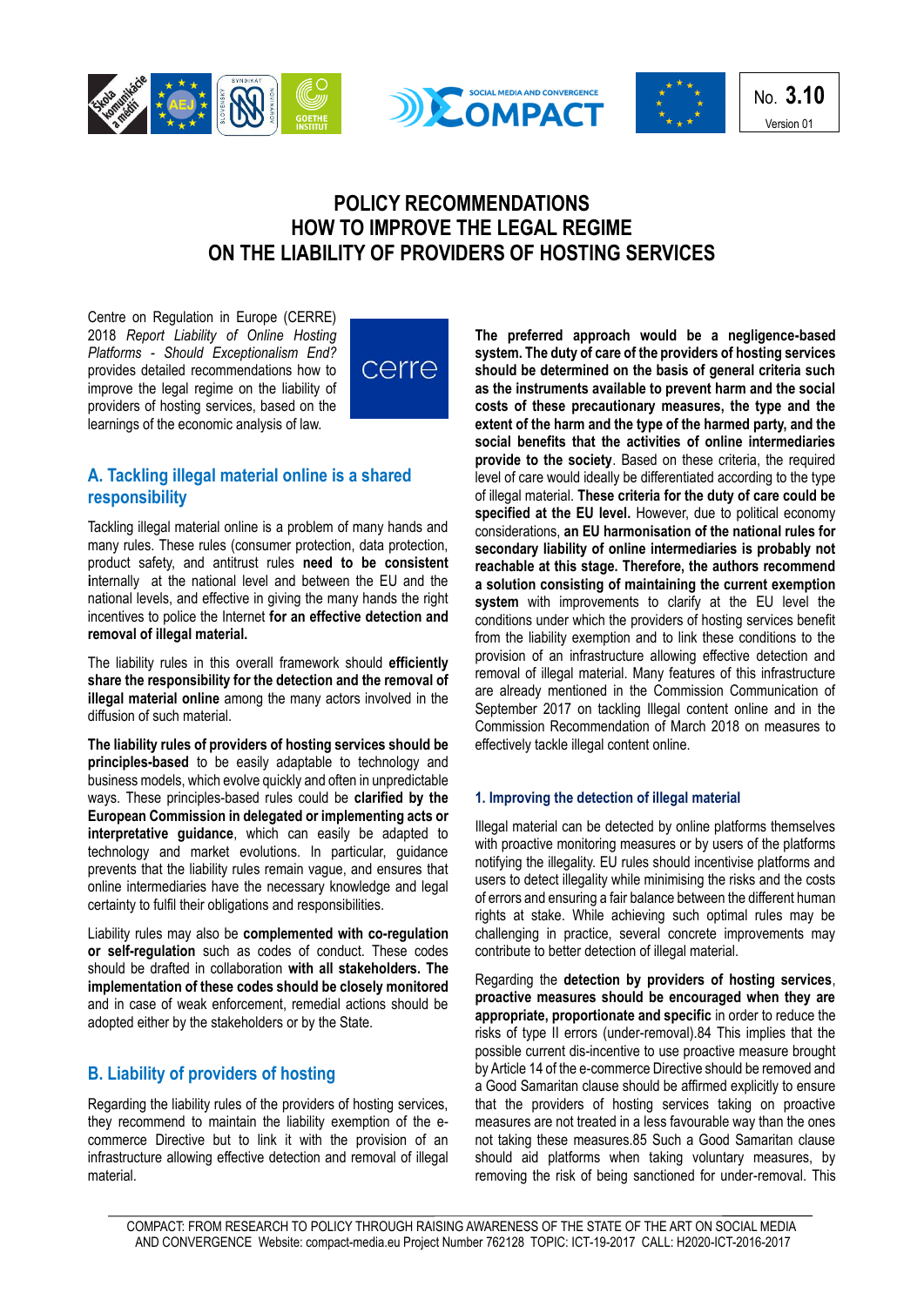No. **3.10**
Version 01

# POLICY RECOMMENDATIONS HOW TO IMPROVE THE LEGAL REGIME ON THE LIABILITY OF PROVIDERS OF HOSTING SERVICES

Centre on Regulation in Europe (CERRE) 2018 *Report Liability of Online Hosting Platforms - Should Exceptionalism End?* provides detailed recommendations how to improve the legal regime on the liability of providers of hosting services, based on the learnings of the economic analysis of law.

## A. Tackling illegal material online is a shared responsibility

Tackling illegal material online is a problem of many hands and many rules. These rules (consumer protection, data protection, product safety, and antitrust rules **need to be consistent** **i**nternally at the national level and between the EU and the national levels, and effective in giving the many hands the right incentives to police the Internet **for an effective detection and removal of illegal material.**

The liability rules in this overall framework should **efficiently share the responsibility for the detection and the removal of illegal material online** among the many actors involved in the diffusion of such material.

**The liability rules of providers of hosting services should be principles-based** to be easily adaptable to technology and business models, which evolve quickly and often in unpredictable ways. These principles-based rules could be **clarified by the European Commission in delegated or implementing acts or interpretative guidance**, which can easily be adapted to technology and market evolutions. In particular, guidance prevents that the liability rules remain vague, and ensures that online intermediaries have the necessary knowledge and legal certainty to fulfil their obligations and responsibilities.

Liability rules may also be **complemented with co-regulation or self-regulation** such as codes of conduct. These codes should be drafted in collaboration **with all stakeholders. The implementation of these codes should be closely monitored** and in case of weak enforcement, remedial actions should be adopted either by the stakeholders or by the State.

## B. Liability of providers of hosting

Regarding the liability rules of the providers of hosting services, they recommend to maintain the liability exemption of the e-commerce Directive but to link it with the provision of an infrastructure allowing effective detection and removal of illegal material.

**The preferred approach would be a negligence-based system. The duty of care of the providers of hosting services should be determined on the basis of general criteria such as the instruments available to prevent harm and the social costs of these precautionary measures, the type and the extent of the harm and the type of the harmed party, and the social benefits that the activities of online intermediaries provide to the society**. Based on these criteria, the required level of care would ideally be differentiated according to the type of illegal material. **These criteria for the duty of care could be specified at the EU level.** However, due to political economy considerations, **an EU harmonisation of the national rules for secondary liability of online intermediaries is probably not reachable at this stage. Therefore, the authors recommend a solution consisting of maintaining the current exemption system** with improvements to clarify at the EU level the conditions under which the providers of hosting services benefit from the liability exemption and to link these conditions to the provision of an infrastructure allowing effective detection and removal of illegal material. Many features of this infrastructure are already mentioned in the Commission Communication of September 2017 on tackling Illegal content online and in the Commission Recommendation of March 2018 on measures to effectively tackle illegal content online.

### 1. Improving the detection of illegal material

Illegal material can be detected by online platforms themselves with proactive monitoring measures or by users of the platforms notifying the illegality. EU rules should incentivise platforms and users to detect illegality while minimising the risks and the costs of errors and ensuring a fair balance between the different human rights at stake. While achieving such optimal rules may be challenging in practice, several concrete improvements may contribute to better detection of illegal material.

Regarding the **detection by providers of hosting services**, **proactive measures should be encouraged when they are appropriate, proportionate and specific** in order to reduce the risks of type II errors (under-removal).84 This implies that the possible current dis-incentive to use proactive measure brought by Article 14 of the e-commerce Directive should be removed and a Good Samaritan clause should be affirmed explicitly to ensure that the providers of hosting services taking on proactive measures are not treated in a less favourable way than the ones not taking these measures.85 Such a Good Samaritan clause should aid platforms when taking voluntary measures, by removing the risk of being sanctioned for under-removal. This

COMPACT: FROM RESEARCH TO POLICY THROUGH RAISING AWARENESS OF THE STATE OF THE ART ON SOCIAL MEDIA AND CONVERGENCE Website: compact-media.eu Project Number 762128 TOPIC: ICT-19-2017 CALL: H2020-ICT-2016-2017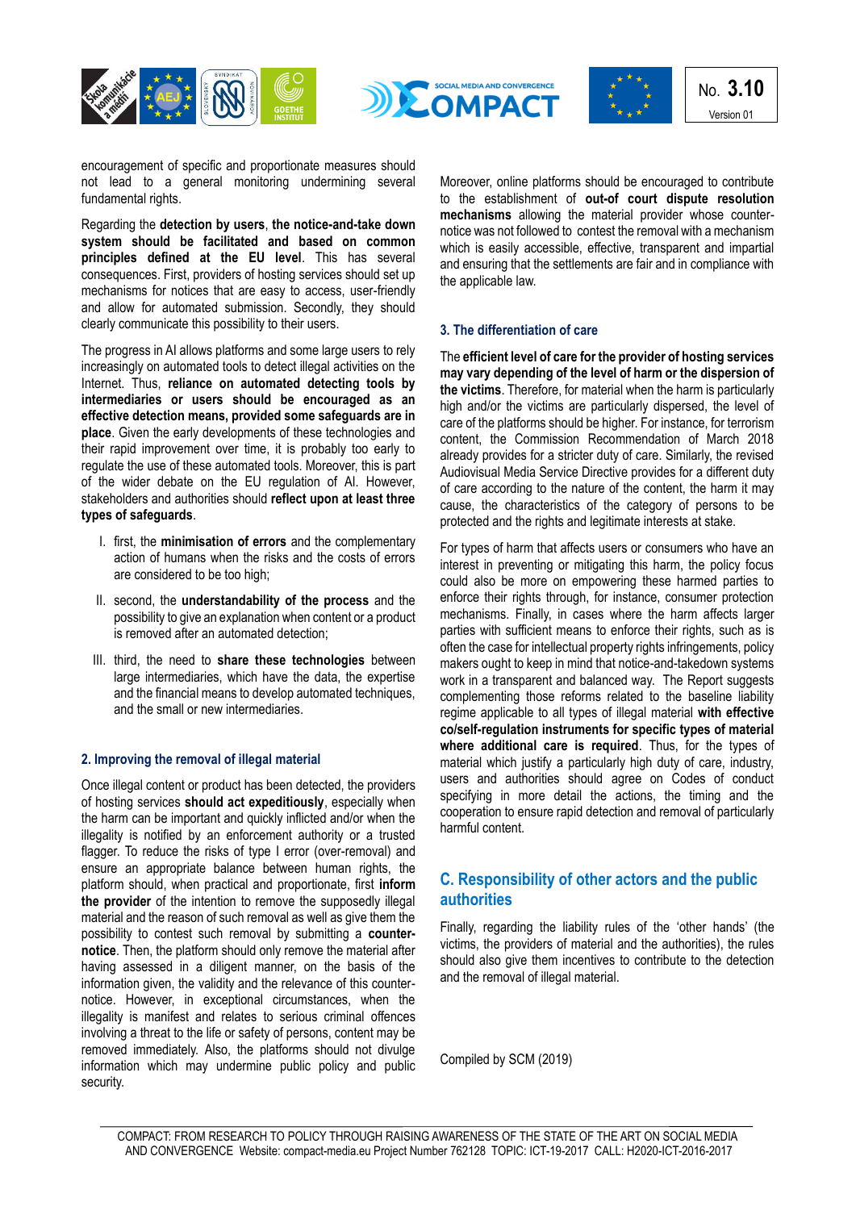encouragement of specific and proportionate measures should not lead to a general monitoring undermining several fundamental rights.

Regarding the **detection by users**, **the notice-and-take down system should be facilitated and based on common principles defined at the EU level**. This has several consequences. First, providers of hosting services should set up mechanisms for notices that are easy to access, user-friendly and allow for automated submission. Secondly, they should clearly communicate this possibility to their users.

The progress in AI allows platforms and some large users to rely increasingly on automated tools to detect illegal activities on the Internet. Thus, **reliance on automated detecting tools by intermediaries or users should be encouraged as an effective detection means, provided some safeguards are in place**. Given the early developments of these technologies and their rapid improvement over time, it is probably too early to regulate the use of these automated tools. Moreover, this is part of the wider debate on the EU regulation of AI. However, stakeholders and authorities should **reflect upon at least three types of safeguards**.

I. first, the **minimisation of errors** and the complementary action of humans when the risks and the costs of errors are considered to be too high;

II. second, the **understandability of the process** and the possibility to give an explanation when content or a product is removed after an automated detection;

III. third, the need to **share these technologies** between large intermediaries, which have the data, the expertise and the financial means to develop automated techniques, and the small or new intermediaries.

### 2. Improving the removal of illegal material

Once illegal content or product has been detected, the providers of hosting services **should act expeditiously**, especially when the harm can be important and quickly inflicted and/or when the illegality is notified by an enforcement authority or a trusted flagger. To reduce the risks of type I error (over-removal) and ensure an appropriate balance between human rights, the platform should, when practical and proportionate, first **inform the provider** of the intention to remove the supposedly illegal material and the reason of such removal as well as give them the possibility to contest such removal by submitting a **counter-notice**. Then, the platform should only remove the material after having assessed in a diligent manner, on the basis of the information given, the validity and the relevance of this counter-notice. However, in exceptional circumstances, when the illegality is manifest and relates to serious criminal offences involving a threat to the life or safety of persons, content may be removed immediately. Also, the platforms should not divulge information which may undermine public policy and public security.

Moreover, online platforms should be encouraged to contribute to the establishment of **out-of court dispute resolution mechanisms** allowing the material provider whose counter-notice was not followed to contest the removal with a mechanism which is easily accessible, effective, transparent and impartial and ensuring that the settlements are fair and in compliance with the applicable law.

### 3. The differentiation of care

The **efficient level of care for the provider of hosting services may vary depending of the level of harm or the dispersion of the victims**. Therefore, for material when the harm is particularly high and/or the victims are particularly dispersed, the level of care of the platforms should be higher. For instance, for terrorism content, the Commission Recommendation of March 2018 already provides for a stricter duty of care. Similarly, the revised Audiovisual Media Service Directive provides for a different duty of care according to the nature of the content, the harm it may cause, the characteristics of the category of persons to be protected and the rights and legitimate interests at stake.

For types of harm that affects users or consumers who have an interest in preventing or mitigating this harm, the policy focus could also be more on empowering these harmed parties to enforce their rights through, for instance, consumer protection mechanisms. Finally, in cases where the harm affects larger parties with sufficient means to enforce their rights, such as is often the case for intellectual property rights infringements, policy makers ought to keep in mind that notice-and-takedown systems work in a transparent and balanced way. The Report suggests complementing those reforms related to the baseline liability regime applicable to all types of illegal material **with effective co/self-regulation instruments for specific types of material where additional care is required**. Thus, for the types of material which justify a particularly high duty of care, industry, users and authorities should agree on Codes of conduct specifying in more detail the actions, the timing and the cooperation to ensure rapid detection and removal of particularly harmful content.

## C. Responsibility of other actors and the public authorities

Finally, regarding the liability rules of the 'other hands' (the victims, the providers of material and the authorities), the rules should also give them incentives to contribute to the detection and the removal of illegal material.

Compiled by SCM (2019)